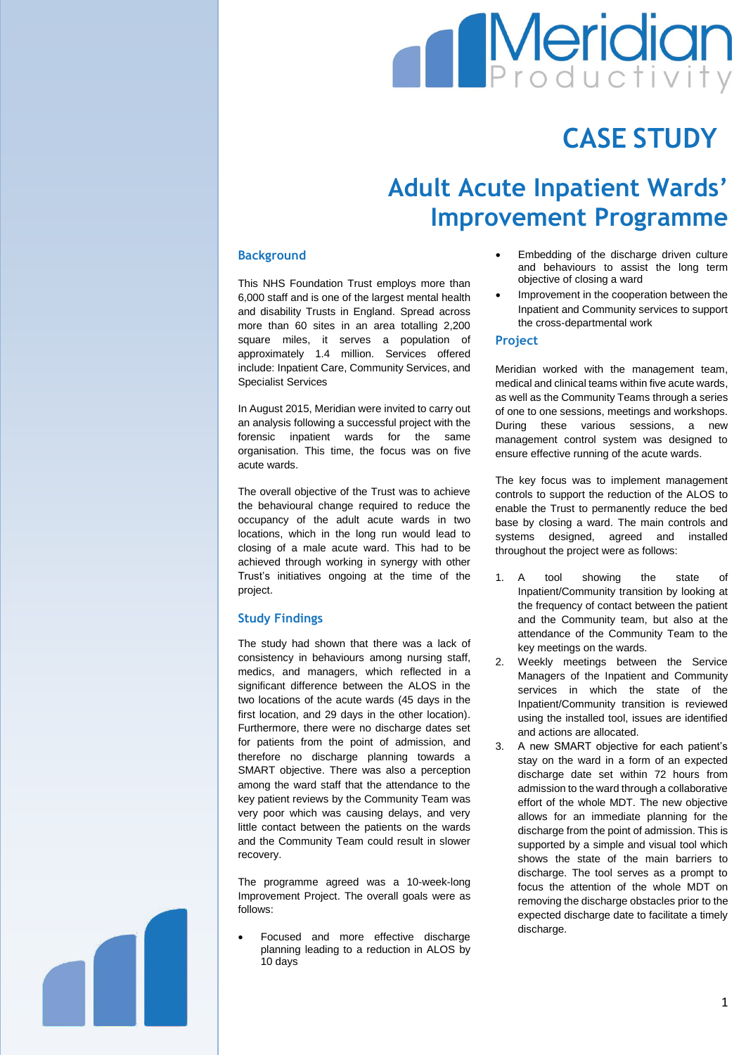# CASE STUDY

# Adult Acute Inpatient Wards' Improvement Programme

## Background

This NHS Foundation Trust employs more than 6,000 staff and is one of the largest mental health and disability Trusts in England. Spread across more than 60 sites in an area totalling 2,200 square miles, it serves a population of approximately 1.4 million. Services offered include: Inpatient Care, Community Services, and Specialist Services

In August 2015, Meridian were invited to carry out an analysis following a successful project with the forensic inpatient wards for the same organisation. This time, the focus was on five acute wards.

The overall objective of the Trust was to achieve the behavioural change required to reduce the occupancy of the adult acute wards in two locations, which in the long run would lead to closing of a male acute ward. This had to be achieved through working in synergy with other Trust's initiatives ongoing at the time of the project.

## Study Findings

The study had shown that there was a lack of consistency in behaviours among nursing staff, medics, and managers, which reflected in a significant difference between the ALOS in the two locations of the acute wards (45 days in the first location, and 29 days in the other location). Furthermore, there were no discharge dates set for patients from the point of admission, and therefore no discharge planning towards a SMART objective. There was also a perception among the ward staff that the attendance to the key patient reviews by the Community Team was very poor which was causing delays, and very little contact between the patients on the wards and the Community Team could result in slower recovery.

The programme agreed was a 10-week-long Improvement Project. The overall goals were as follows:

- Focused and more effective discharge planning leading to a reduction in ALOS by 10 days
- Embedding of the discharge driven culture and behaviours to assist the long term objective of closing a ward
- Improvement in the cooperation between the Inpatient and Community services to support the cross-departmental work

## Project

Meridian worked with the management team, medical and clinical teams within five acute wards, as well as the Community Teams through a series of one to one sessions, meetings and workshops. During these various sessions, a new management control system was designed to ensure effective running of the acute wards.

The key focus was to implement management controls to support the reduction of the ALOS to enable the Trust to permanently reduce the bed base by closing a ward. The main controls and systems designed, agreed and installed throughout the project were as follows:

1. A tool showing the state of Inpatient/Community transition by looking at the frequency of contact between the patient and the Community team, but also at the attendance of the Community Team to the key meetings on the wards.
2. Weekly meetings between the Service Managers of the Inpatient and Community services in which the state of the Inpatient/Community transition is reviewed using the installed tool, issues are identified and actions are allocated.
3. A new SMART objective for each patient's stay on the ward in a form of an expected discharge date set within 72 hours from admission to the ward through a collaborative effort of the whole MDT. The new objective allows for an immediate planning for the discharge from the point of admission. This is supported by a simple and visual tool which shows the state of the main barriers to discharge. The tool serves as a prompt to focus the attention of the whole MDT on removing the discharge obstacles prior to the expected discharge date to facilitate a timely discharge.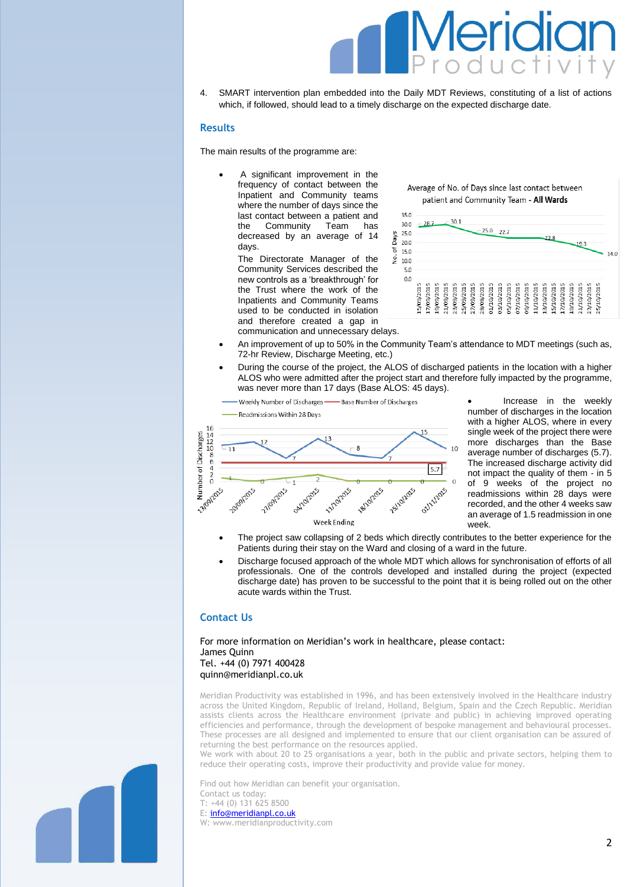4. SMART intervention plan embedded into the Daily MDT Reviews, constituting of a list of actions which, if followed, should lead to a timely discharge on the expected discharge date.

## Results

The main results of the programme are:

- A significant improvement in the frequency of contact between the Inpatient and Community teams where the number of days since the last contact between a patient and the Community Team has decreased by an average of 14 days.
  The Directorate Manager of the Community Services described the new controls as a 'breakthrough' for the Trust where the work of the Inpatients and Community Teams used to be conducted in isolation and therefore created a gap in communication and unnecessary delays.

Average of No. of Days since last contact between patient and Community Team - **All Wards**

No. of Days

35.0
30.0
25.0
20.0
15.0
10.0
5.0
0.0

28.7
30.1
25.0
22.7
22.8
19.3
14.0

15/09/2015
17/09/2015
19/09/2015
21/09/2015
23/09/2015
25/09/2015
27/09/2015
29/09/2015
01/10/2015
03/10/2015
05/10/2015
07/10/2015
09/10/2015
11/10/2015
13/10/2015
15/10/2015
17/10/2015
19/10/2015
21/10/2015
23/10/2015
25/10/2015

- An improvement of up to 50% in the Community Team's attendance to MDT meetings (such as, 72-hr Review, Discharge Meeting, etc.)
- During the course of the project, the ALOS of discharged patients in the location with a higher ALOS who were admitted after the project start and therefore fully impacted by the programme, was never more than 17 days (Base ALOS: 45 days).

Weekly Number of Discharges
Base Number of Discharges
Readmissions Within 28 Days

Number of Discharges

16
14
12
10
8
6
4
2
0

11
12
7
13
8
7
15
10
5.7
1
0
1
2
0
0
0
0

13/09/2015
20/09/2015
27/09/2015
04/10/2015
11/10/2015
18/10/2015
25/10/2015
01/11/2015

Week Ending

- Increase in the weekly number of discharges in the location with a higher ALOS, where in every single week of the project there were more discharges than the Base average number of discharges (5.7). The increased discharge activity did not impact the quality of them - in 5 of 9 weeks of the project no readmissions within 28 days were recorded, and the other 4 weeks saw an average of 1.5 readmission in one week.
- The project saw collapsing of 2 beds which directly contributes to the better experience for the Patients during their stay on the Ward and closing of a ward in the future.
- Discharge focused approach of the whole MDT which allows for synchronisation of efforts of all professionals. One of the controls developed and installed during the project (expected discharge date) has proven to be successful to the point that it is being rolled out on the other acute wards within the Trust.

## Contact Us

For more information on Meridian's work in healthcare, please contact:
James Quinn
Tel. +44 (0) 7971 400428
quinn@meridianpl.co.uk

Meridian Productivity was established in 1996, and has been extensively involved in the Healthcare industry across the United Kingdom, Republic of Ireland, Holland, Belgium, Spain and the Czech Republic. Meridian assists clients across the Healthcare environment (private and public) in achieving improved operating efficiencies and performance, through the development of bespoke management and behavioural processes. These processes are all designed and implemented to ensure that our client organisation can be assured of returning the best performance on the resources applied.
We work with about 20 to 25 organisations a year, both in the public and private sectors, helping them to reduce their operating costs, improve their productivity and provide value for money.

Find out how Meridian can benefit your organisation.
Contact us today:
T: +44 (0) 131 625 8500
E: info@meridianpl.co.uk
W: www.meridianproductivity.com